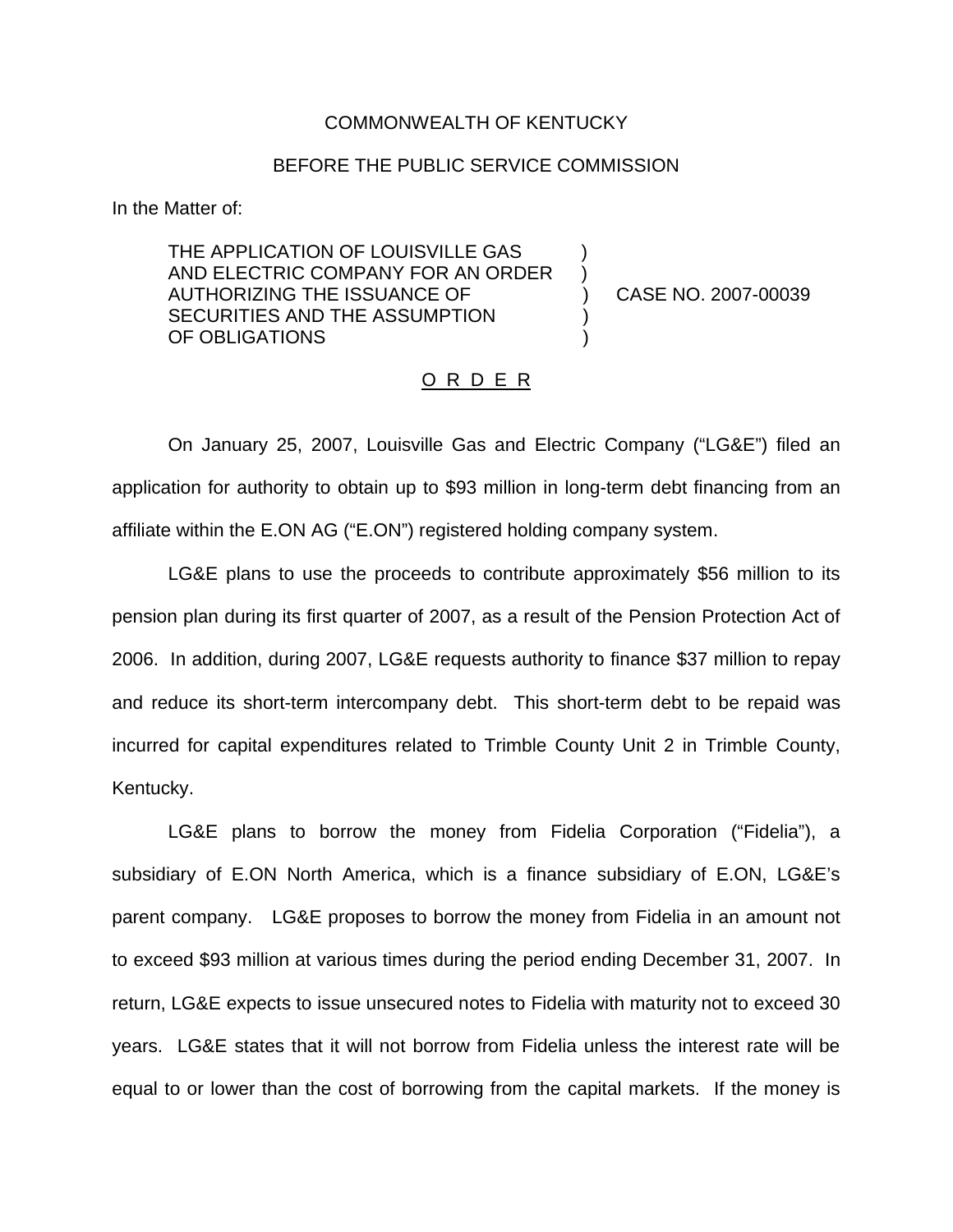COMMONWEALTH OF KENTUCKY

BEFORE THE PUBLIC SERVICE COMMISSION

In the Matter of:

| | | |
|---|---|---|
| THE APPLICATION OF LOUISVILLE GAS AND ELECTRIC COMPANY FOR AN ORDER AUTHORIZING THE ISSUANCE OF SECURITIES AND THE ASSUMPTION OF OBLIGATIONS | ) ) ) ) ) | CASE NO. 2007-00039 |

O R D E R

On January 25, 2007, Louisville Gas and Electric Company ("LG&E") filed an application for authority to obtain up to $93 million in long-term debt financing from an affiliate within the E.ON AG ("E.ON") registered holding company system.

LG&E plans to use the proceeds to contribute approximately $56 million to its pension plan during its first quarter of 2007, as a result of the Pension Protection Act of 2006. In addition, during 2007, LG&E requests authority to finance $37 million to repay and reduce its short-term intercompany debt. This short-term debt to be repaid was incurred for capital expenditures related to Trimble County Unit 2 in Trimble County, Kentucky.

LG&E plans to borrow the money from Fidelia Corporation ("Fidelia"), a subsidiary of E.ON North America, which is a finance subsidiary of E.ON, LG&E's parent company. LG&E proposes to borrow the money from Fidelia in an amount not to exceed $93 million at various times during the period ending December 31, 2007. In return, LG&E expects to issue unsecured notes to Fidelia with maturity not to exceed 30 years. LG&E states that it will not borrow from Fidelia unless the interest rate will be equal to or lower than the cost of borrowing from the capital markets. If the money is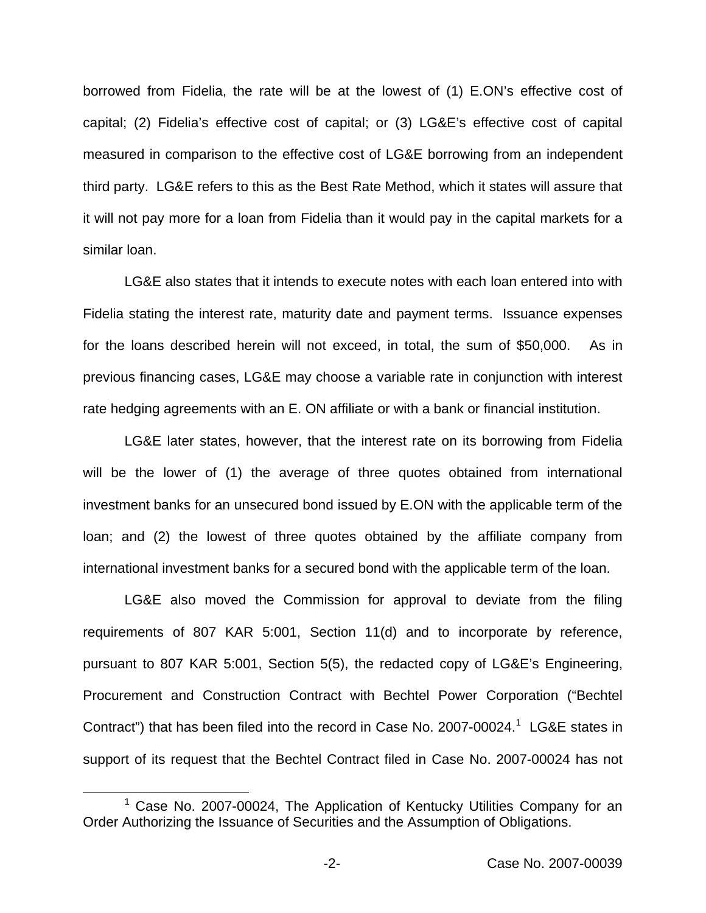borrowed from Fidelia, the rate will be at the lowest of (1) E.ON's effective cost of capital; (2) Fidelia's effective cost of capital; or (3) LG&E's effective cost of capital measured in comparison to the effective cost of LG&E borrowing from an independent third party. LG&E refers to this as the Best Rate Method, which it states will assure that it will not pay more for a loan from Fidelia than it would pay in the capital markets for a similar loan.

LG&E also states that it intends to execute notes with each loan entered into with Fidelia stating the interest rate, maturity date and payment terms. Issuance expenses for the loans described herein will not exceed, in total, the sum of $50,000. As in previous financing cases, LG&E may choose a variable rate in conjunction with interest rate hedging agreements with an E. ON affiliate or with a bank or financial institution.

LG&E later states, however, that the interest rate on its borrowing from Fidelia will be the lower of (1) the average of three quotes obtained from international investment banks for an unsecured bond issued by E.ON with the applicable term of the loan; and (2) the lowest of three quotes obtained by the affiliate company from international investment banks for a secured bond with the applicable term of the loan.

LG&E also moved the Commission for approval to deviate from the filing requirements of 807 KAR 5:001, Section 11(d) and to incorporate by reference, pursuant to 807 KAR 5:001, Section 5(5), the redacted copy of LG&E's Engineering, Procurement and Construction Contract with Bechtel Power Corporation ("Bechtel Contract") that has been filed into the record in Case No. 2007-00024.[1] LG&E states in support of its request that the Bechtel Contract filed in Case No. 2007-00024 has not

[1] Case No. 2007-00024, The Application of Kentucky Utilities Company for an Order Authorizing the Issuance of Securities and the Assumption of Obligations.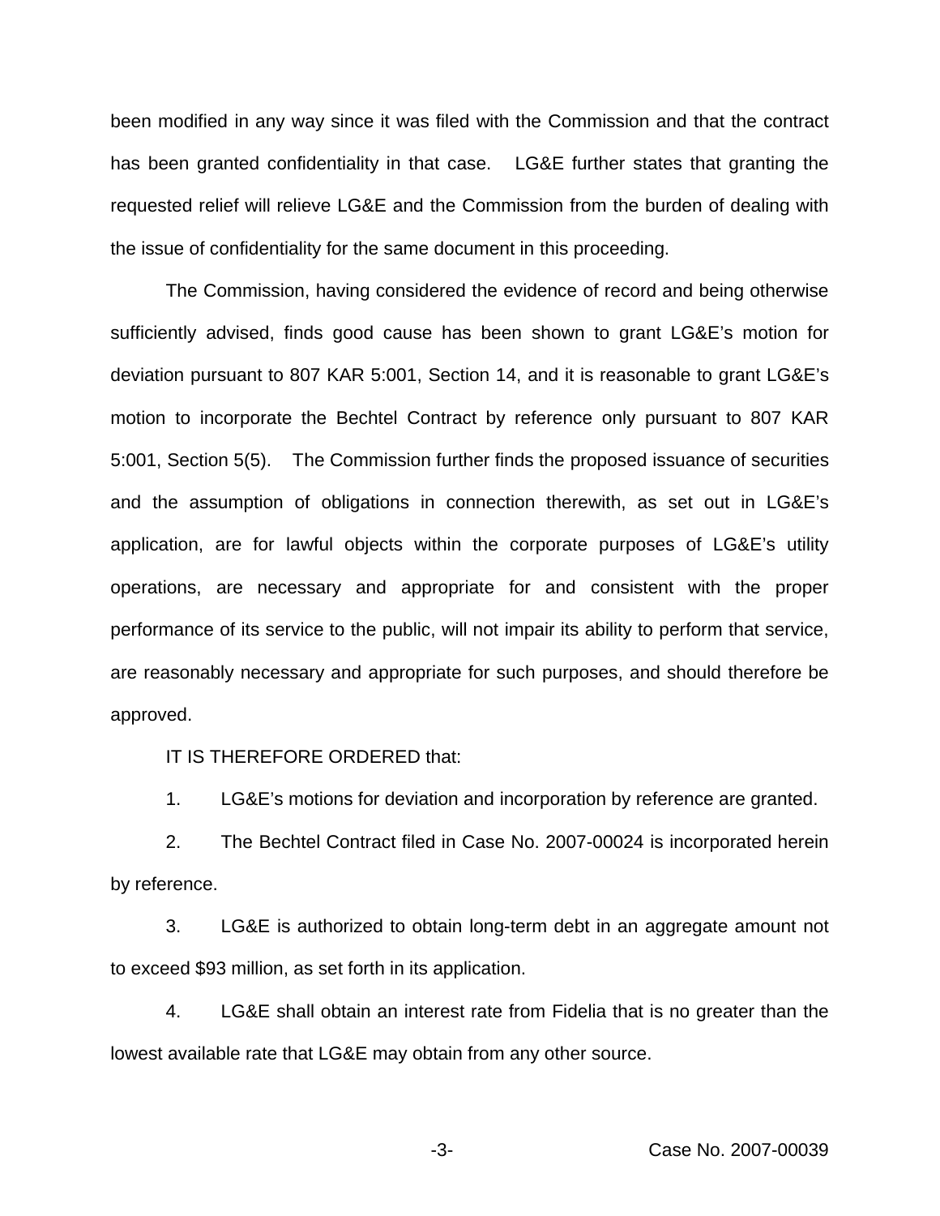been modified in any way since it was filed with the Commission and that the contract has been granted confidentiality in that case. LG&E further states that granting the requested relief will relieve LG&E and the Commission from the burden of dealing with the issue of confidentiality for the same document in this proceeding.

The Commission, having considered the evidence of record and being otherwise sufficiently advised, finds good cause has been shown to grant LG&E's motion for deviation pursuant to 807 KAR 5:001, Section 14, and it is reasonable to grant LG&E's motion to incorporate the Bechtel Contract by reference only pursuant to 807 KAR 5:001, Section 5(5). The Commission further finds the proposed issuance of securities and the assumption of obligations in connection therewith, as set out in LG&E's application, are for lawful objects within the corporate purposes of LG&E's utility operations, are necessary and appropriate for and consistent with the proper performance of its service to the public, will not impair its ability to perform that service, are reasonably necessary and appropriate for such purposes, and should therefore be approved.

IT IS THEREFORE ORDERED that:

1. LG&E's motions for deviation and incorporation by reference are granted.

2. The Bechtel Contract filed in Case No. 2007-00024 is incorporated herein by reference.

3. LG&E is authorized to obtain long-term debt in an aggregate amount not to exceed $93 million, as set forth in its application.

4. LG&E shall obtain an interest rate from Fidelia that is no greater than the lowest available rate that LG&E may obtain from any other source.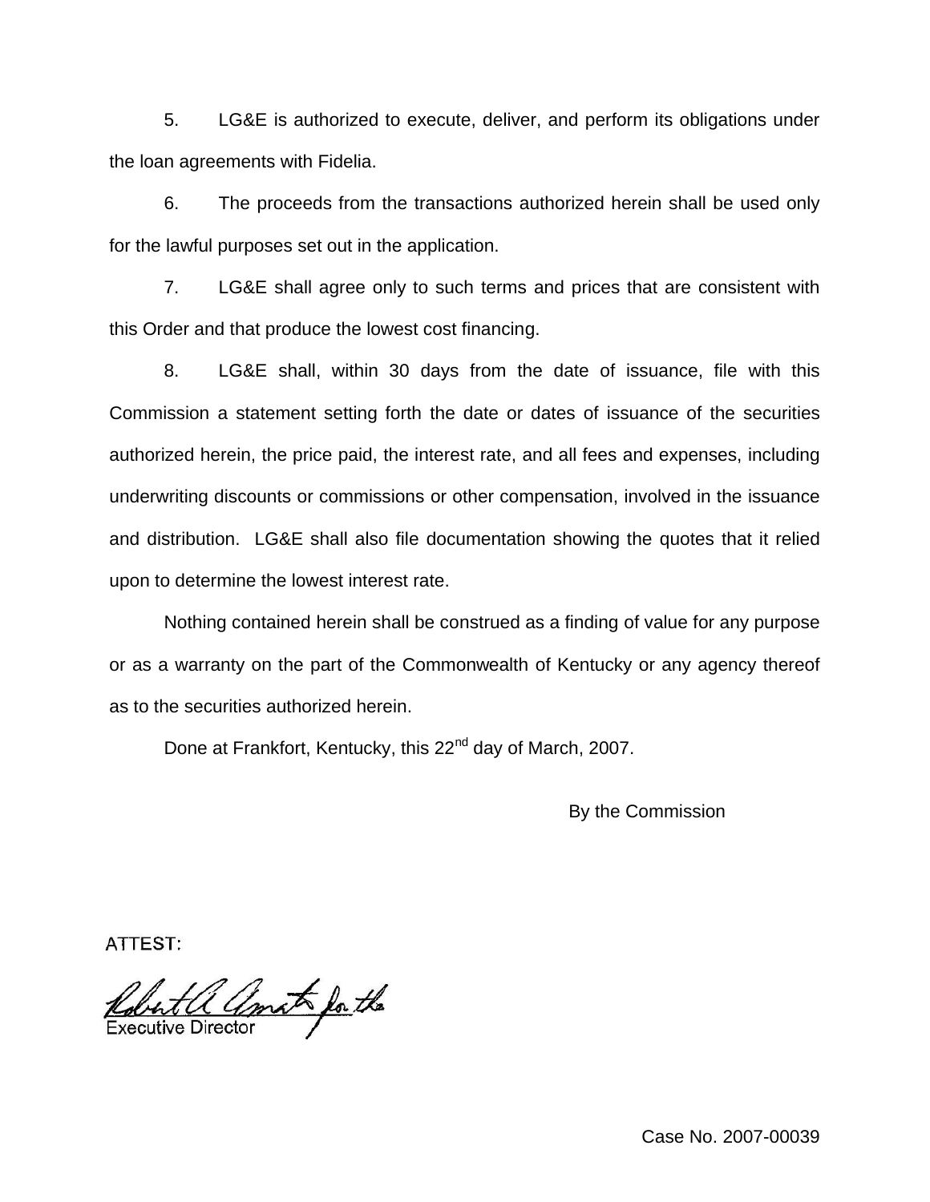5. LG&E is authorized to execute, deliver, and perform its obligations under the loan agreements with Fidelia.

6. The proceeds from the transactions authorized herein shall be used only for the lawful purposes set out in the application.

7. LG&E shall agree only to such terms and prices that are consistent with this Order and that produce the lowest cost financing.

8. LG&E shall, within 30 days from the date of issuance, file with this Commission a statement setting forth the date or dates of issuance of the securities authorized herein, the price paid, the interest rate, and all fees and expenses, including underwriting discounts or commissions or other compensation, involved in the issuance and distribution. LG&E shall also file documentation showing the quotes that it relied upon to determine the lowest interest rate.

Nothing contained herein shall be construed as a finding of value for any purpose or as a warranty on the part of the Commonwealth of Kentucky or any agency thereof as to the securities authorized herein.

Done at Frankfort, Kentucky, this 22nd day of March, 2007.

By the Commission

ATTEST:

Robert A. Amato for the
Executive Director

Case No. 2007-00039